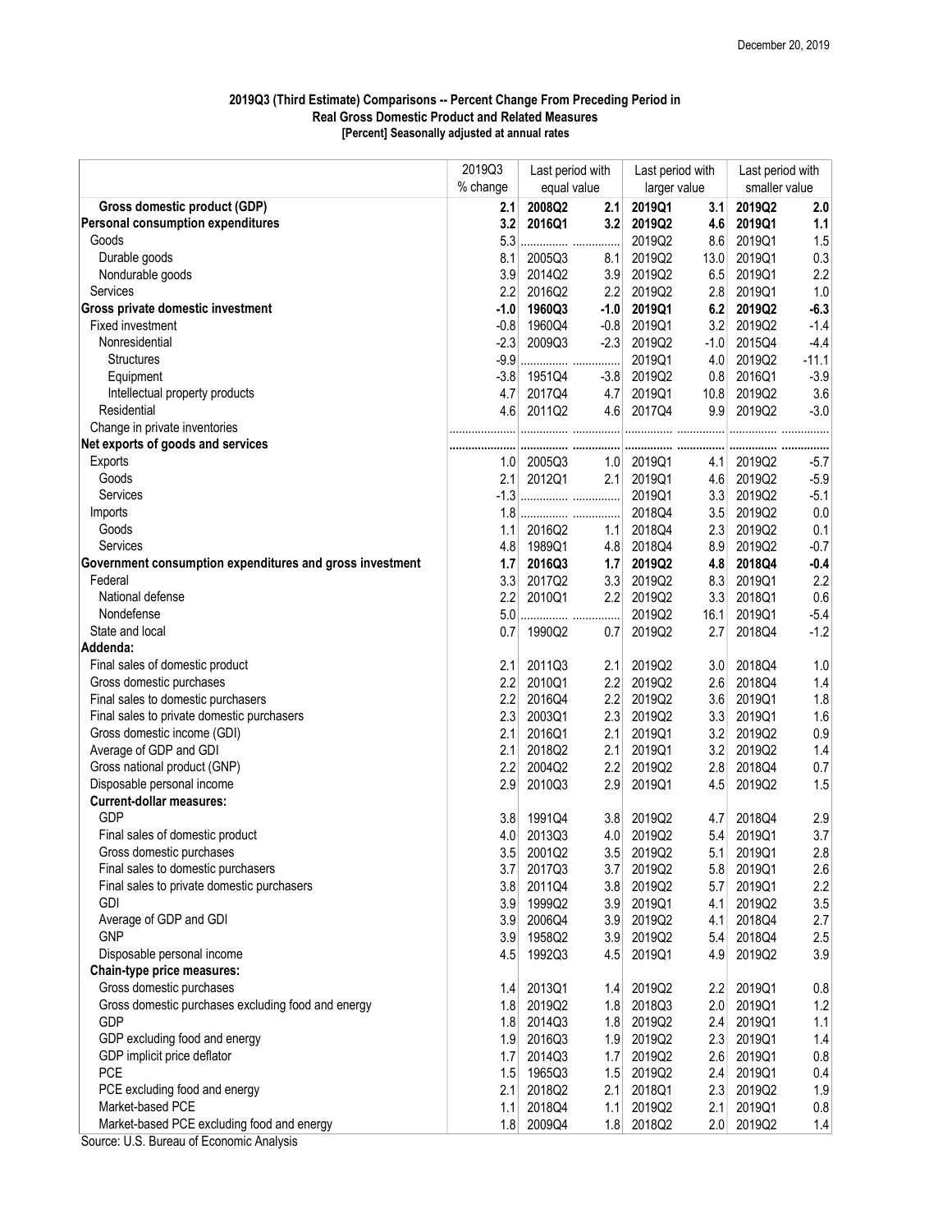December 20, 2019

**2019Q3 (Third Estimate) Comparisons -- Percent Change From Preceding Period in Real Gross Domestic Product and Related Measures**
**[Percent] Seasonally adjusted at annual rates**

| | 2019Q3 % change | Last period with equal value | | Last period with larger value | | Last period with smaller value | |
|---|---|---|---|---|---|---|---|
| **Gross domestic product (GDP)** | **2.1** | **2008Q2** | **2.1** | **2019Q1** | **3.1** | **2019Q2** | **2.0** |
| **Personal consumption expenditures** | **3.2** | **2016Q1** | **3.2** | **2019Q2** | **4.6** | **2019Q1** | **1.1** |
| Goods | 5.3 | ............... | ............... | 2019Q2 | 8.6 | 2019Q1 | 1.5 |
| Durable goods | 8.1 | 2005Q3 | 8.1 | 2019Q2 | 13.0 | 2019Q1 | 0.3 |
| Nondurable goods | 3.9 | 2014Q2 | 3.9 | 2019Q2 | 6.5 | 2019Q1 | 2.2 |
| Services | 2.2 | 2016Q2 | 2.2 | 2019Q2 | 2.8 | 2019Q1 | 1.0 |
| **Gross private domestic investment** | **-1.0** | **1960Q3** | **-1.0** | **2019Q1** | **6.2** | **2019Q2** | **-6.3** |
| Fixed investment | -0.8 | 1960Q4 | -0.8 | 2019Q1 | 3.2 | 2019Q2 | -1.4 |
| Nonresidential | -2.3 | 2009Q3 | -2.3 | 2019Q2 | -1.0 | 2015Q4 | -4.4 |
| Structures | -9.9 | ............... | ............... | 2019Q1 | 4.0 | 2019Q2 | -11.1 |
| Equipment | -3.8 | 1951Q4 | -3.8 | 2019Q2 | 0.8 | 2016Q1 | -3.9 |
| Intellectual property products | 4.7 | 2017Q4 | 4.7 | 2019Q1 | 10.8 | 2019Q2 | 3.6 |
| Residential | 4.6 | 2011Q2 | 4.6 | 2017Q4 | 9.9 | 2019Q2 | -3.0 |
| Change in private inventories | ..................... | ............... | ............... | ............... | ............... | ............... | ............... |
| **Net exports of goods and services** | ..................... | ............... | ............... | ............... | ............... | ............... | ............... |
| Exports | 1.0 | 2005Q3 | 1.0 | 2019Q1 | 4.1 | 2019Q2 | -5.7 |
| Goods | 2.1 | 2012Q1 | 2.1 | 2019Q1 | 4.6 | 2019Q2 | -5.9 |
| Services | -1.3 | ............... | ............... | 2019Q1 | 3.3 | 2019Q2 | -5.1 |
| Imports | 1.8 | ............... | ............... | 2018Q4 | 3.5 | 2019Q2 | 0.0 |
| Goods | 1.1 | 2016Q2 | 1.1 | 2018Q4 | 2.3 | 2019Q2 | 0.1 |
| Services | 4.8 | 1989Q1 | 4.8 | 2018Q4 | 8.9 | 2019Q2 | -0.7 |
| **Government consumption expenditures and gross investment** | **1.7** | **2016Q3** | **1.7** | **2019Q2** | **4.8** | **2018Q4** | **-0.4** |
| Federal | 3.3 | 2017Q2 | 3.3 | 2019Q2 | 8.3 | 2019Q1 | 2.2 |
| National defense | 2.2 | 2010Q1 | 2.2 | 2019Q2 | 3.3 | 2018Q1 | 0.6 |
| Nondefense | 5.0 | ............... | ............... | 2019Q2 | 16.1 | 2019Q1 | -5.4 |
| State and local | 0.7 | 1990Q2 | 0.7 | 2019Q2 | 2.7 | 2018Q4 | -1.2 |
| **Addenda:** | | | | | | | |
| Final sales of domestic product | 2.1 | 2011Q3 | 2.1 | 2019Q2 | 3.0 | 2018Q4 | 1.0 |
| Gross domestic purchases | 2.2 | 2010Q1 | 2.2 | 2019Q2 | 2.6 | 2018Q4 | 1.4 |
| Final sales to domestic purchasers | 2.2 | 2016Q4 | 2.2 | 2019Q2 | 3.6 | 2019Q1 | 1.8 |
| Final sales to private domestic purchasers | 2.3 | 2003Q1 | 2.3 | 2019Q2 | 3.3 | 2019Q1 | 1.6 |
| Gross domestic income (GDI) | 2.1 | 2016Q1 | 2.1 | 2019Q1 | 3.2 | 2019Q2 | 0.9 |
| Average of GDP and GDI | 2.1 | 2018Q2 | 2.1 | 2019Q1 | 3.2 | 2019Q2 | 1.4 |
| Gross national product (GNP) | 2.2 | 2004Q2 | 2.2 | 2019Q2 | 2.8 | 2018Q4 | 0.7 |
| Disposable personal income | 2.9 | 2010Q3 | 2.9 | 2019Q1 | 4.5 | 2019Q2 | 1.5 |
| **Current-dollar measures:** | | | | | | | |
| GDP | 3.8 | 1991Q4 | 3.8 | 2019Q2 | 4.7 | 2018Q4 | 2.9 |
| Final sales of domestic product | 4.0 | 2013Q3 | 4.0 | 2019Q2 | 5.4 | 2019Q1 | 3.7 |
| Gross domestic purchases | 3.5 | 2001Q2 | 3.5 | 2019Q2 | 5.1 | 2019Q1 | 2.8 |
| Final sales to domestic purchasers | 3.7 | 2017Q3 | 3.7 | 2019Q2 | 5.8 | 2019Q1 | 2.6 |
| Final sales to private domestic purchasers | 3.8 | 2011Q4 | 3.8 | 2019Q2 | 5.7 | 2019Q1 | 2.2 |
| GDI | 3.9 | 1999Q2 | 3.9 | 2019Q1 | 4.1 | 2019Q2 | 3.5 |
| Average of GDP and GDI | 3.9 | 2006Q4 | 3.9 | 2019Q2 | 4.1 | 2018Q4 | 2.7 |
| GNP | 3.9 | 1958Q2 | 3.9 | 2019Q2 | 5.4 | 2018Q4 | 2.5 |
| Disposable personal income | 4.5 | 1992Q3 | 4.5 | 2019Q1 | 4.9 | 2019Q2 | 3.9 |
| **Chain-type price measures:** | | | | | | | |
| Gross domestic purchases | 1.4 | 2013Q1 | 1.4 | 2019Q2 | 2.2 | 2019Q1 | 0.8 |
| Gross domestic purchases excluding food and energy | 1.8 | 2019Q2 | 1.8 | 2018Q3 | 2.0 | 2019Q1 | 1.2 |
| GDP | 1.8 | 2014Q3 | 1.8 | 2019Q2 | 2.4 | 2019Q1 | 1.1 |
| GDP excluding food and energy | 1.9 | 2016Q3 | 1.9 | 2019Q2 | 2.3 | 2019Q1 | 1.4 |
| GDP implicit price deflator | 1.7 | 2014Q3 | 1.7 | 2019Q2 | 2.6 | 2019Q1 | 0.8 |
| PCE | 1.5 | 1965Q3 | 1.5 | 2019Q2 | 2.4 | 2019Q1 | 0.4 |
| PCE excluding food and energy | 2.1 | 2018Q2 | 2.1 | 2018Q1 | 2.3 | 2019Q2 | 1.9 |
| Market-based PCE | 1.1 | 2018Q4 | 1.1 | 2019Q2 | 2.1 | 2019Q1 | 0.8 |
| Market-based PCE excluding food and energy | 1.8 | 2009Q4 | 1.8 | 2018Q2 | 2.0 | 2019Q2 | 1.4 |

Source: U.S. Bureau of Economic Analysis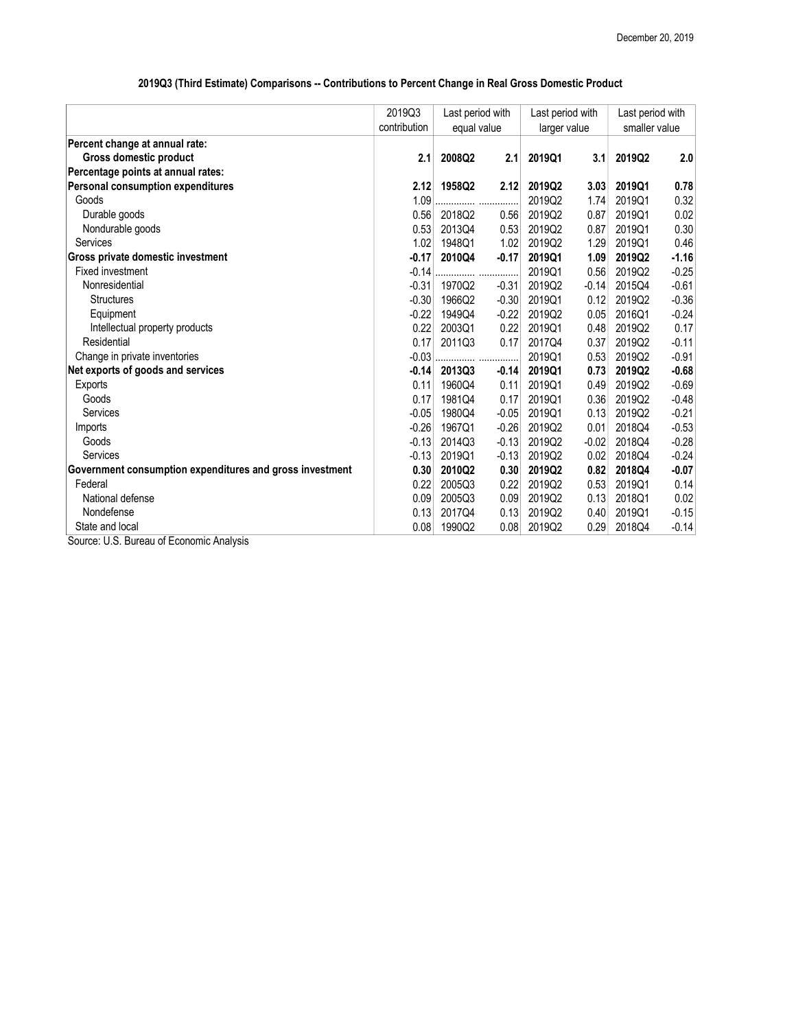December 20, 2019

## 2019Q3 (Third Estimate) Comparisons -- Contributions to Percent Change in Real Gross Domestic Product

| | 2019Q3 contribution | Last period with equal value | | Last period with larger value | | Last period with smaller value | |
|---|---|---|---|---|---|---|---|
| **Percent change at annual rate:** | | | | | | | |
| **Gross domestic product** | **2.1** | **2008Q2** | **2.1** | **2019Q1** | **3.1** | **2019Q2** | **2.0** |
| **Percentage points at annual rates:** | | | | | | | |
| **Personal consumption expenditures** | **2.12** | **1958Q2** | **2.12** | **2019Q2** | **3.03** | **2019Q1** | **0.78** |
| Goods | 1.09 | ............... | ............... | 2019Q2 | 1.74 | 2019Q1 | 0.32 |
| Durable goods | 0.56 | 2018Q2 | 0.56 | 2019Q2 | 0.87 | 2019Q1 | 0.02 |
| Nondurable goods | 0.53 | 2013Q4 | 0.53 | 2019Q2 | 0.87 | 2019Q1 | 0.30 |
| Services | 1.02 | 1948Q1 | 1.02 | 2019Q2 | 1.29 | 2019Q1 | 0.46 |
| **Gross private domestic investment** | **-0.17** | **2010Q4** | **-0.17** | **2019Q1** | **1.09** | **2019Q2** | **-1.16** |
| Fixed investment | -0.14 | ............... | ............... | 2019Q1 | 0.56 | 2019Q2 | -0.25 |
| Nonresidential | -0.31 | 1970Q2 | -0.31 | 2019Q2 | -0.14 | 2015Q4 | -0.61 |
| Structures | -0.30 | 1966Q2 | -0.30 | 2019Q1 | 0.12 | 2019Q2 | -0.36 |
| Equipment | -0.22 | 1949Q4 | -0.22 | 2019Q2 | 0.05 | 2016Q1 | -0.24 |
| Intellectual property products | 0.22 | 2003Q1 | 0.22 | 2019Q1 | 0.48 | 2019Q2 | 0.17 |
| Residential | 0.17 | 2011Q3 | 0.17 | 2017Q4 | 0.37 | 2019Q2 | -0.11 |
| Change in private inventories | -0.03 | ............... | ............... | 2019Q1 | 0.53 | 2019Q2 | -0.91 |
| **Net exports of goods and services** | **-0.14** | **2013Q3** | **-0.14** | **2019Q1** | **0.73** | **2019Q2** | **-0.68** |
| Exports | 0.11 | 1960Q4 | 0.11 | 2019Q1 | 0.49 | 2019Q2 | -0.69 |
| Goods | 0.17 | 1981Q4 | 0.17 | 2019Q1 | 0.36 | 2019Q2 | -0.48 |
| Services | -0.05 | 1980Q4 | -0.05 | 2019Q1 | 0.13 | 2019Q2 | -0.21 |
| Imports | -0.26 | 1967Q1 | -0.26 | 2019Q2 | 0.01 | 2018Q4 | -0.53 |
| Goods | -0.13 | 2014Q3 | -0.13 | 2019Q2 | -0.02 | 2018Q4 | -0.28 |
| Services | -0.13 | 2019Q1 | -0.13 | 2019Q2 | 0.02 | 2018Q4 | -0.24 |
| **Government consumption expenditures and gross investment** | **0.30** | **2010Q2** | **0.30** | **2019Q2** | **0.82** | **2018Q4** | **-0.07** |
| Federal | 0.22 | 2005Q3 | 0.22 | 2019Q2 | 0.53 | 2019Q1 | 0.14 |
| National defense | 0.09 | 2005Q3 | 0.09 | 2019Q2 | 0.13 | 2018Q1 | 0.02 |
| Nondefense | 0.13 | 2017Q4 | 0.13 | 2019Q2 | 0.40 | 2019Q1 | -0.15 |
| State and local | 0.08 | 1990Q2 | 0.08 | 2019Q2 | 0.29 | 2018Q4 | -0.14 |

Source: U.S. Bureau of Economic Analysis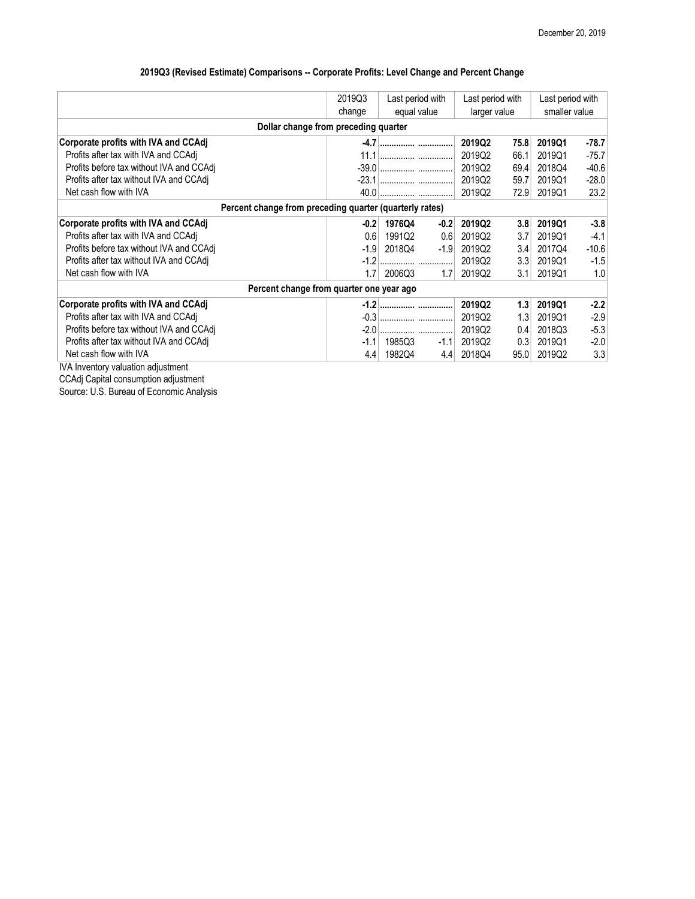December 20, 2019

## 2019Q3 (Revised Estimate) Comparisons -- Corporate Profits: Level Change and Percent Change

| | 2019Q3 change | Last period with equal value | | Last period with larger value | | Last period with smaller value | |
|---|---|---|---|---|---|---|---|
| **Dollar change from preceding quarter** | | | | | | | |
| **Corporate profits with IVA and CCAdj** | **-4.7** | **...............** | **...............** | **2019Q2** | **75.8** | **2019Q1** | **-78.7** |
| Profits after tax with IVA and CCAdj | 11.1 | ............... | ............... | 2019Q2 | 66.1 | 2019Q1 | -75.7 |
| Profits before tax without IVA and CCAdj | -39.0 | ............... | ............... | 2019Q2 | 69.4 | 2018Q4 | -40.6 |
| Profits after tax without IVA and CCAdj | -23.1 | ............... | ............... | 2019Q2 | 59.7 | 2019Q1 | -28.0 |
| Net cash flow with IVA | 40.0 | ............... | ............... | 2019Q2 | 72.9 | 2019Q1 | 23.2 |
| **Percent change from preceding quarter (quarterly rates)** | | | | | | | |
| **Corporate profits with IVA and CCAdj** | **-0.2** | **1976Q4** | **-0.2** | **2019Q2** | **3.8** | **2019Q1** | **-3.8** |
| Profits after tax with IVA and CCAdj | 0.6 | 1991Q2 | 0.6 | 2019Q2 | 3.7 | 2019Q1 | -4.1 |
| Profits before tax without IVA and CCAdj | -1.9 | 2018Q4 | -1.9 | 2019Q2 | 3.4 | 2017Q4 | -10.6 |
| Profits after tax without IVA and CCAdj | -1.2 | ............... | ............... | 2019Q2 | 3.3 | 2019Q1 | -1.5 |
| Net cash flow with IVA | 1.7 | 2006Q3 | 1.7 | 2019Q2 | 3.1 | 2019Q1 | 1.0 |
| **Percent change from quarter one year ago** | | | | | | | |
| **Corporate profits with IVA and CCAdj** | **-1.2** | **...............** | **...............** | **2019Q2** | **1.3** | **2019Q1** | **-2.2** |
| Profits after tax with IVA and CCAdj | -0.3 | ............... | ............... | 2019Q2 | 1.3 | 2019Q1 | -2.9 |
| Profits before tax without IVA and CCAdj | -2.0 | ............... | ............... | 2019Q2 | 0.4 | 2018Q3 | -5.3 |
| Profits after tax without IVA and CCAdj | -1.1 | 1985Q3 | -1.1 | 2019Q2 | 0.3 | 2019Q1 | -2.0 |
| Net cash flow with IVA | 4.4 | 1982Q4 | 4.4 | 2018Q4 | 95.0 | 2019Q2 | 3.3 |

IVA Inventory valuation adjustment

CCAdj Capital consumption adjustment

Source: U.S. Bureau of Economic Analysis